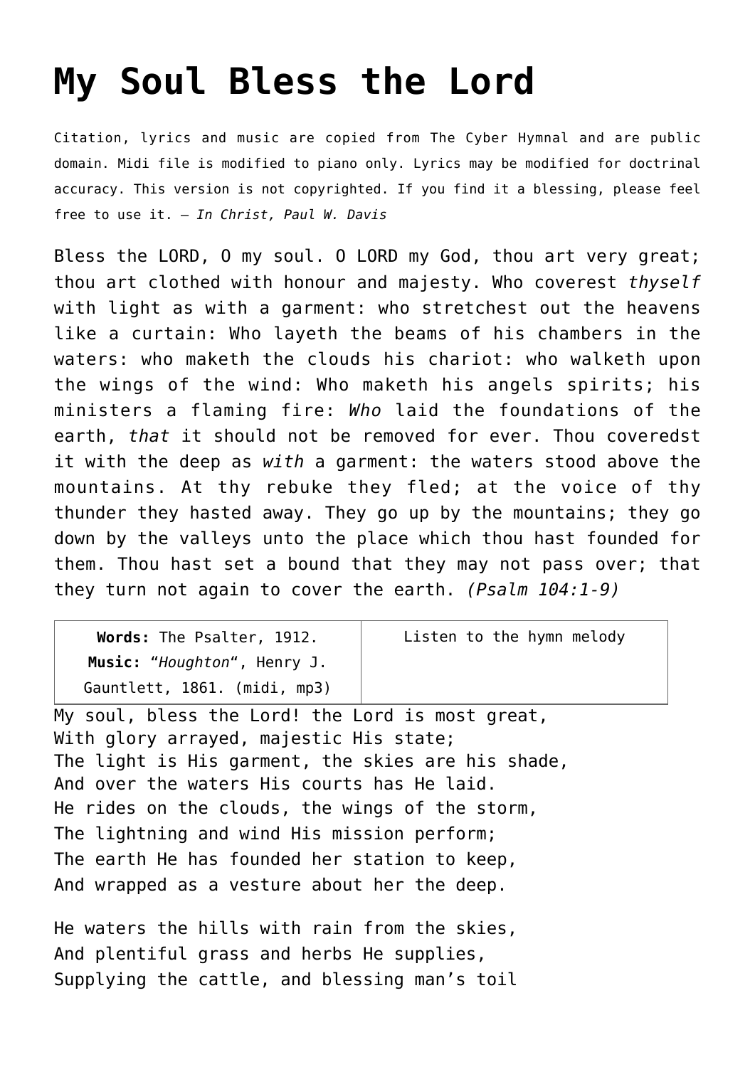# My Soul Bless the Lord

Citation, lyrics and music are copied from The Cyber Hymnal and are public domain. Midi file is modified to piano only. Lyrics may be modified for doctrinal accuracy. This version is not copyrighted. If you find it a blessing, please feel free to use it. – *In Christ, Paul W. Davis*

Bless the LORD, O my soul. O LORD my God, thou art very great; thou art clothed with honour and majesty. Who coverest *thyself* with light as with a garment: who stretchest out the heavens like a curtain: Who layeth the beams of his chambers in the waters: who maketh the clouds his chariot: who walketh upon the wings of the wind: Who maketh his angels spirits; his ministers a flaming fire: *Who* laid the foundations of the earth, *that* it should not be removed for ever. Thou coveredst it with the deep as *with* a garment: the waters stood above the mountains. At thy rebuke they fled; at the voice of thy thunder they hasted away. They go up by the mountains; they go down by the valleys unto the place which thou hast founded for them. Thou hast set a bound that they may not pass over; that they turn not again to cover the earth. *(Psalm 104:1-9)*

| **Words:** The Psalter, 1912. **Music:** "*Houghton*", Henry J. Gauntlett, 1861. (midi, mp3) | Listen to the hymn melody |
|---|---|

My soul, bless the Lord! the Lord is most great,
With glory arrayed, majestic His state;
The light is His garment, the skies are his shade,
And over the waters His courts has He laid.
He rides on the clouds, the wings of the storm,
The lightning and wind His mission perform;
The earth He has founded her station to keep,
And wrapped as a vesture about her the deep.

He waters the hills with rain from the skies,
And plentiful grass and herbs He supplies,
Supplying the cattle, and blessing man's toil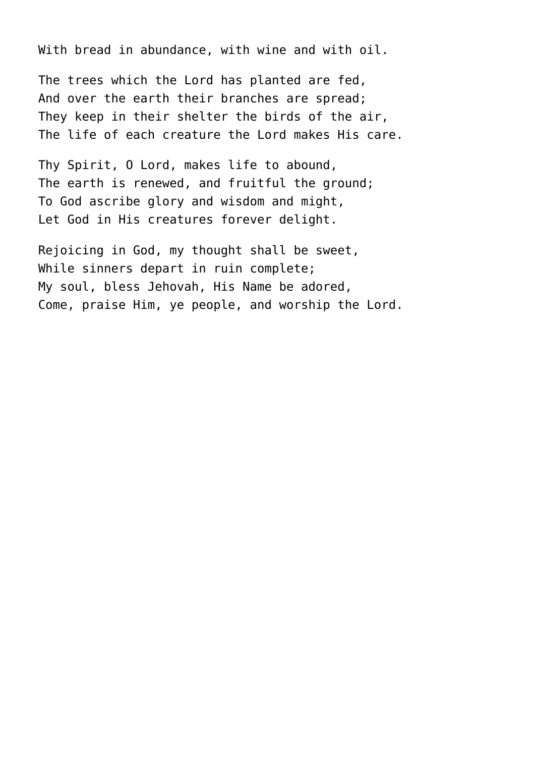With bread in abundance, with wine and with oil.

The trees which the Lord has planted are fed,  
And over the earth their branches are spread;  
They keep in their shelter the birds of the air,  
The life of each creature the Lord makes His care.

Thy Spirit, O Lord, makes life to abound,  
The earth is renewed, and fruitful the ground;  
To God ascribe glory and wisdom and might,  
Let God in His creatures forever delight.

Rejoicing in God, my thought shall be sweet,  
While sinners depart in ruin complete;  
My soul, bless Jehovah, His Name be adored,  
Come, praise Him, ye people, and worship the Lord.